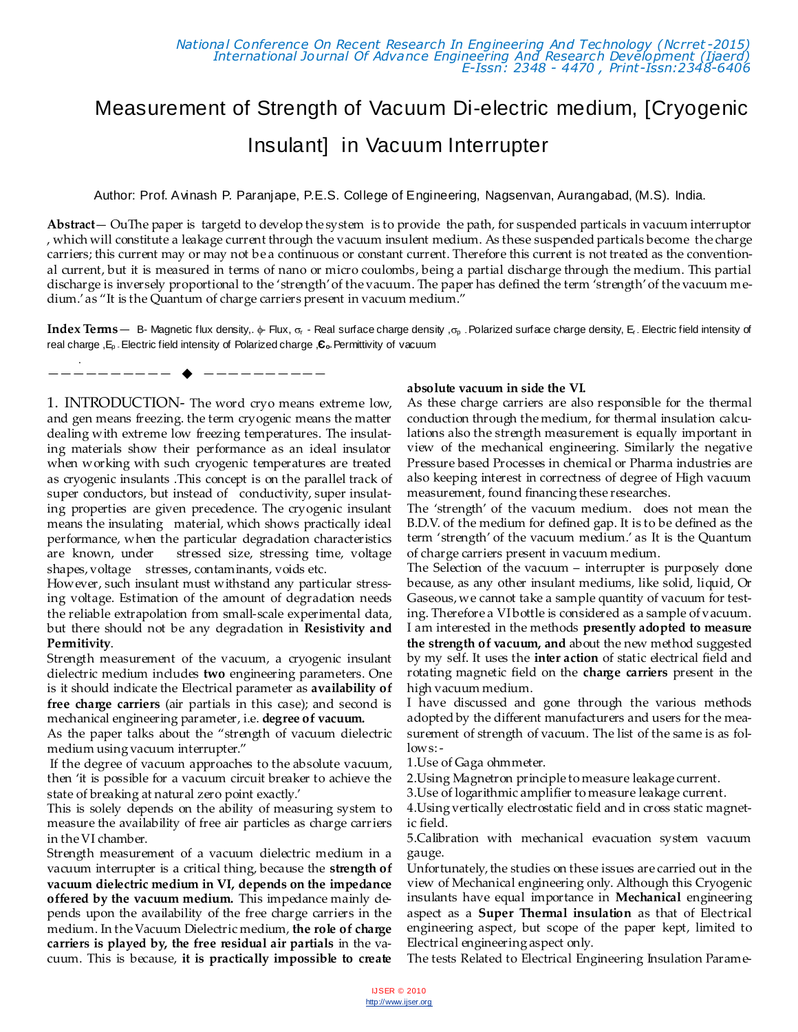# Measurement of Strength of Vacuum Di-electric medium, [Cryogenic Insulant] in Vacuum Interrupter

Author: Prof. Avinash P. Paranjape, P.E.S. College of Engineering, Nagsenvan, Aurangabad, (M.S). India.

**Abstract**— OuThe paper is targetd to develop the system is to provide the path, for suspended particals in vacuum interruptor , which will constitute a leakage current through the vacuum insulent medium. As these suspended particals become the charge carriers; this current may or may not be a continuous or constant current. Therefore this current is not treated as the conventional current, but it is measured in terms of nano or micro coulombs, being a partial discharge through the medium. This partial discharge is inversely proportional to the 'strength' of the vacuum. The paper has defined the term 'strength' of the vacuum medium.' as "It is the Quantum of charge carriers present in vacuum medium."

**Index Terms**— B- Magnetic flux density,. $\phi$- Flux, $\sigma_r$ - Real surface charge density ,$\sigma_p$ - Polarized surface charge density, $E_r$ - Electric field intensity of real charge ,$E_p$ - Electric field intensity of Polarized charge ,$\epsilon_o$- Permittivity of vacuum

## 1. INTRODUCTION-

The word cryo means extreme low, and gen means freezing. the term cryogenic means the matter dealing with extreme low freezing temperatures. The insulating materials show their performance as an ideal insulator when working with such cryogenic temperatures are treated as cryogenic insulants .This concept is on the parallel track of super conductors, but instead of conductivity, super insulating properties are given precedence. The cryogenic insulant means the insulating material, which shows practically ideal performance, when the particular degradation characteristics are known, under stressed size, stressing time, voltage shapes, voltage stresses, contaminants, voids etc.

However, such insulant must withstand any particular stressing voltage. Estimation of the amount of degradation needs the reliable extrapolation from small-scale experimental data, but there should not be any degradation in **Resistivity and Permitivity**.

Strength measurement of the vacuum, a cryogenic insulant dielectric medium includes **two** engineering parameters. One is it should indicate the Electrical parameter as **availability of free charge carriers** (air partials in this case); and second is mechanical engineering parameter, i.e. **degree of vacuum.**

As the paper talks about the "strength of vacuum dielectric medium using vacuum interrupter."

If the degree of vacuum approaches to the absolute vacuum, then 'it is possible for a vacuum circuit breaker to achieve the state of breaking at natural zero point exactly.'

This is solely depends on the ability of measuring system to measure the availability of free air particles as charge carriers in the VI chamber.

Strength measurement of a vacuum dielectric medium in a vacuum interrupter is a critical thing, because the **strength of vacuum dielectric medium in VI, depends on the impedance offered by the vacuum medium.** This impedance mainly depends upon the availability of the free charge carriers in the medium. In the Vacuum Dielectric medium, **the role of charge carriers is played by, the free residual air partials** in the vacuum. This is because, **it is practically impossible to create absolute vacuum in side the VI.**

As these charge carriers are also responsible for the thermal conduction through the medium, for thermal insulation calculations also the strength measurement is equally important in view of the mechanical engineering. Similarly the negative Pressure based Processes in chemical or Pharma industries are also keeping interest in correctness of degree of High vacuum measurement, found financing these researches.

The 'strength' of the vacuum medium. does not mean the B.D.V. of the medium for defined gap. It is to be defined as the term 'strength' of the vacuum medium.' as It is the Quantum of charge carriers present in vacuum medium.

The Selection of the vacuum – interrupter is purposely done because, as any other insulant mediums, like solid, liquid, Or Gaseous, we cannot take a sample quantity of vacuum for testing. Therefore a VI bottle is considered as a sample of vacuum. I am interested in the methods **presently adopted to measure the strength of vacuum, and** about the new method suggested by my self. It uses the **inter action** of static electrical field and rotating magnetic field on the **charge carriers** present in the high vacuum medium.

I have discussed and gone through the various methods adopted by the different manufacturers and users for the measurement of strength of vacuum. The list of the same is as follows: -

1. Use of Gaga ohmmeter.
2. Using Magnetron principle to measure leakage current.
3. Use of logarithmic amplifier to measure leakage current.
4. Using vertically electrostatic field and in cross static magnetic field.
5. Calibration with mechanical evacuation system vacuum gauge.

Unfortunately, the studies on these issues are carried out in the view of Mechanical engineering only. Although this Cryogenic insulants have equal importance in **Mechanical** engineering aspect as a **Super Thermal insulation** as that of Electrical engineering aspect, but scope of the paper kept, limited to Electrical engineering aspect only.

The tests Related to Electrical Engineering Insulation Parame-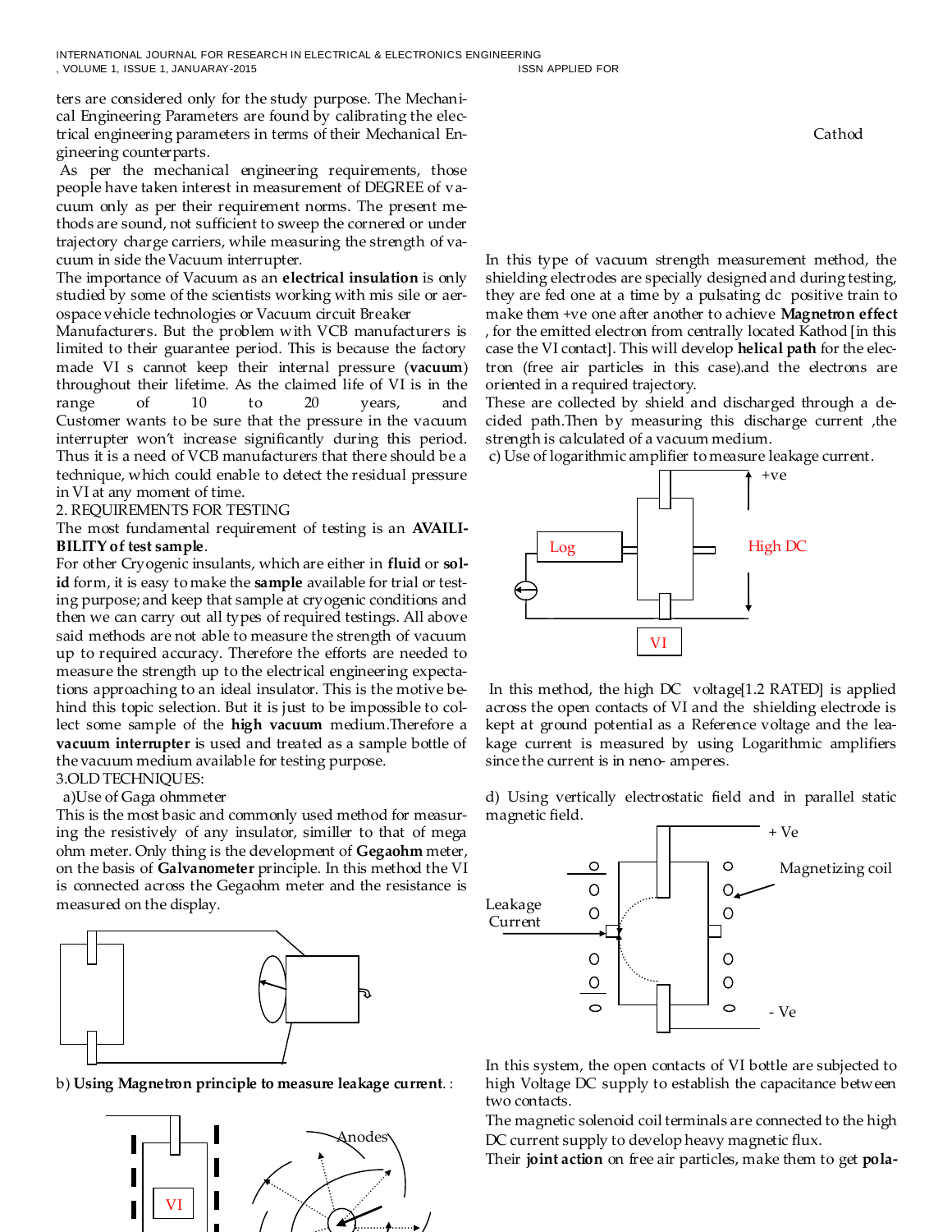ters are considered only for the study purpose. The Mechanical Engineering Parameters are found by calibrating the electrical engineering parameters in terms of their Mechanical Engineering counterparts.

As per the mechanical engineering requirements, those people have taken interest in measurement of DEGREE of vacuum only as per their requirement norms. The present methods are sound, not sufficient to sweep the cornered or under trajectory charge carriers, while measuring the strength of vacuum in side the Vacuum interrupter.

The importance of Vacuum as an **electrical insulation** is only studied by some of the scientists working with mis sile or aerospace vehicle technologies or Vacuum circuit Breaker Manufacturers. But the problem with VCB manufacturers is limited to their guarantee period. This is because the factory made VI s cannot keep their internal pressure (**vacuum**) throughout their lifetime. As the claimed life of VI is in the range of 10 to 20 years, and Customer wants to be sure that the pressure in the vacuum interrupter won't increase significantly during this period. Thus it is a need of VCB manufacturers that there should be a technique, which could enable to detect the residual pressure in VI at any moment of time.

## 2. REQUIREMENTS FOR TESTING

The most fundamental requirement of testing is an **AVAILIBILITY of test sample**.

For other Cryogenic insulants, which are either in **fluid** or **solid** form, it is easy to make the **sample** available for trial or testing purpose; and keep that sample at cryogenic conditions and then we can carry out all types of required testings. All above said methods are not able to measure the strength of vacuum up to required accuracy. Therefore the efforts are needed to measure the strength up to the electrical engineering expectations approaching to an ideal insulator. This is the motive behind this topic selection. But it is just to be impossible to collect some sample of the **high vacuum** medium.Therefore a **vacuum interrupter** is used and treated as a sample bottle of the vacuum medium available for testing purpose.

## 3.OLD TECHNIQUES:

a)Use of Gaga ohmmeter

This is the most basic and commonly used method for measuring the resistively of any insulator, similler to that of mega ohm meter. Only thing is the development of **Gegaohm** meter, on the basis of **Galvanometer** principle. In this method the VI is connected across the Gegaohm meter and the resistance is measured on the display.

b) **Using Magnetron principle to measure leakage current**. :

VI

Anodes

Cathod

In this type of vacuum strength measurement method, the shielding electrodes are specially designed and during testing, they are fed one at a time by a pulsating dc positive train to make them +ve one after another to achieve **Magnetron effect** , for the emitted electron from centrally located Kathod [in this case the VI contact]. This will develop **helical path** for the electron (free air particles in this case).and the electrons are oriented in a required trajectory.

These are collected by shield and discharged through a decided path.Then by measuring this discharge current ,the strength is calculated of a vacuum medium.

c) Use of logarithmic amplifier to measure leakage current.

Log

+ve

High DC

VI

In this method, the high DC voltage[1.2 RATED] is applied across the open contacts of VI and the shielding electrode is kept at ground potential as a Reference voltage and the leakage current is measured by using Logarithmic amplifiers since the current is in neno- amperes.

d) Using vertically electrostatic field and in parallel static magnetic field.

+ Ve

Magnetizing coil

Leakage Current

- Ve

In this system, the open contacts of VI bottle are subjected to high Voltage DC supply to establish the capacitance between two contacts.

The magnetic solenoid coil terminals are connected to the high DC current supply to develop heavy magnetic flux.

Their **joint action** on free air particles, make them to get **pola-**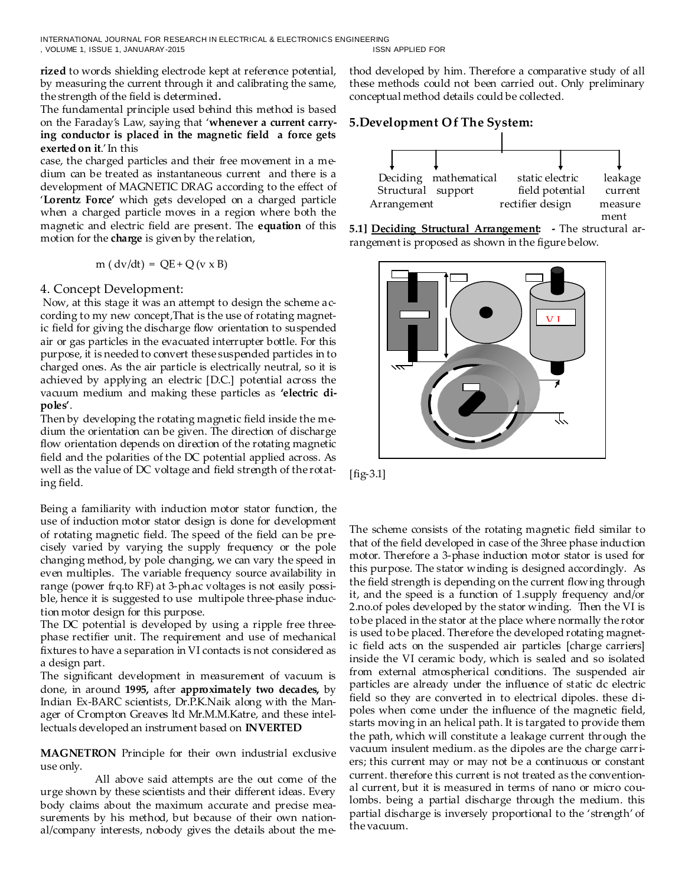**rized** to words shielding electrode kept at reference potential, by measuring the current through it and calibrating the same, the strength of the field is determined**.**

The fundamental principle used behind this method is based on the Faraday's Law, saying that '**whenever a current carrying conductor is placed in the magnetic field a force gets exerted on it**.' In this case, the charged particles and their free movement in a medium can be treated as instantaneous current and there is a development of MAGNETIC DRAG according to the effect of '**Lorentz Force'** which gets developed on a charged particle when a charged particle moves in a region where both the magnetic and electric field are present. The **equation** of this motion for the **charge** is given by the relation,

$$m\ (dv/dt) = QE + Q\ (v \times B)$$

## 4. Concept Development:

Now, at this stage it was an attempt to design the scheme according to my new concept,That is the use of rotating magnetic field for giving the discharge flow orientation to suspended air or gas particles in the evacuated interrupter bottle. For this purpose, it is needed to convert these suspended particles in to charged ones. As the air particle is electrically neutral, so it is achieved by applying an electric [D.C.] potential across the vacuum medium and making these particles as **'electric dipoles'**.

Then by developing the rotating magnetic field inside the medium the orientation can be given. The direction of discharge flow orientation depends on direction of the rotating magnetic field and the polarities of the DC potential applied across. As well as the value of DC voltage and field strength of the rotating field.

Being a familiarity with induction motor stator function, the use of induction motor stator design is done for development of rotating magnetic field. The speed of the field can be precisely varied by varying the supply frequency or the pole changing method, by pole changing, we can vary the speed in even multiples. The variable frequency source availability in range (power frq.to RF) at 3-ph.ac voltages is not easily possible, hence it is suggested to use multipole three-phase induction motor design for this purpose.

The DC potential is developed by using a ripple free three-phase rectifier unit. The requirement and use of mechanical fixtures to have a separation in VI contacts is not considered as a design part.

The significant development in measurement of vacuum is done, in around **1995,** after **approximately two decades,** by Indian Ex-BARC scientists, Dr.P.K.Naik along with the Manager of Crompton Greaves ltd Mr.M.M.Katre, and these intellectuals developed an instrument based on **INVERTED MAGNETRON** Principle for their own industrial exclusive use only.

All above said attempts are the out come of the urge shown by these scientists and their different ideas. Every body claims about the maximum accurate and precise measurements by his method, but because of their own national/company interests, nobody gives the details about the method developed by him. Therefore a comparative study of all these methods could not been carried out. Only preliminary conceptual method details could be collected.

## 5.Development Of The System:

- Deciding Structural Arrangement
- mathematical support
- static electric field potential rectifier design
- leakage current measurement

**5.1] Deciding Structural Arrangement: -** The structural arrangement is proposed as shown in the figure below.

[fig-3.1]

The scheme consists of the rotating magnetic field similar to that of the field developed in case of the 3hree phase induction motor. Therefore a 3-phase induction motor stator is used for this purpose. The stator winding is designed accordingly. As the field strength is depending on the current flowing through it, and the speed is a function of 1.supply frequency and/or 2.no.of poles developed by the stator winding. Then the VI is to be placed in the stator at the place where normally the rotor is used to be placed. Therefore the developed rotating magnetic field acts on the suspended air particles [charge carriers] inside the VI ceramic body, which is sealed and so isolated from external atmospherical conditions. The suspended air particles are already under the influence of static dc electric field so they are converted in to electrical dipoles. these dipoles when come under the influence of the magnetic field, starts moving in an helical path. It is targated to provide them the path, which will constitute a leakage current through the vacuum insulent medium. as the dipoles are the charge carriers; this current may or may not be a continuous or constant current. therefore this current is not treated as the conventional current, but it is measured in terms of nano or micro coulombs. being a partial discharge through the medium. this partial discharge is inversely proportional to the 'strength' of the vacuum.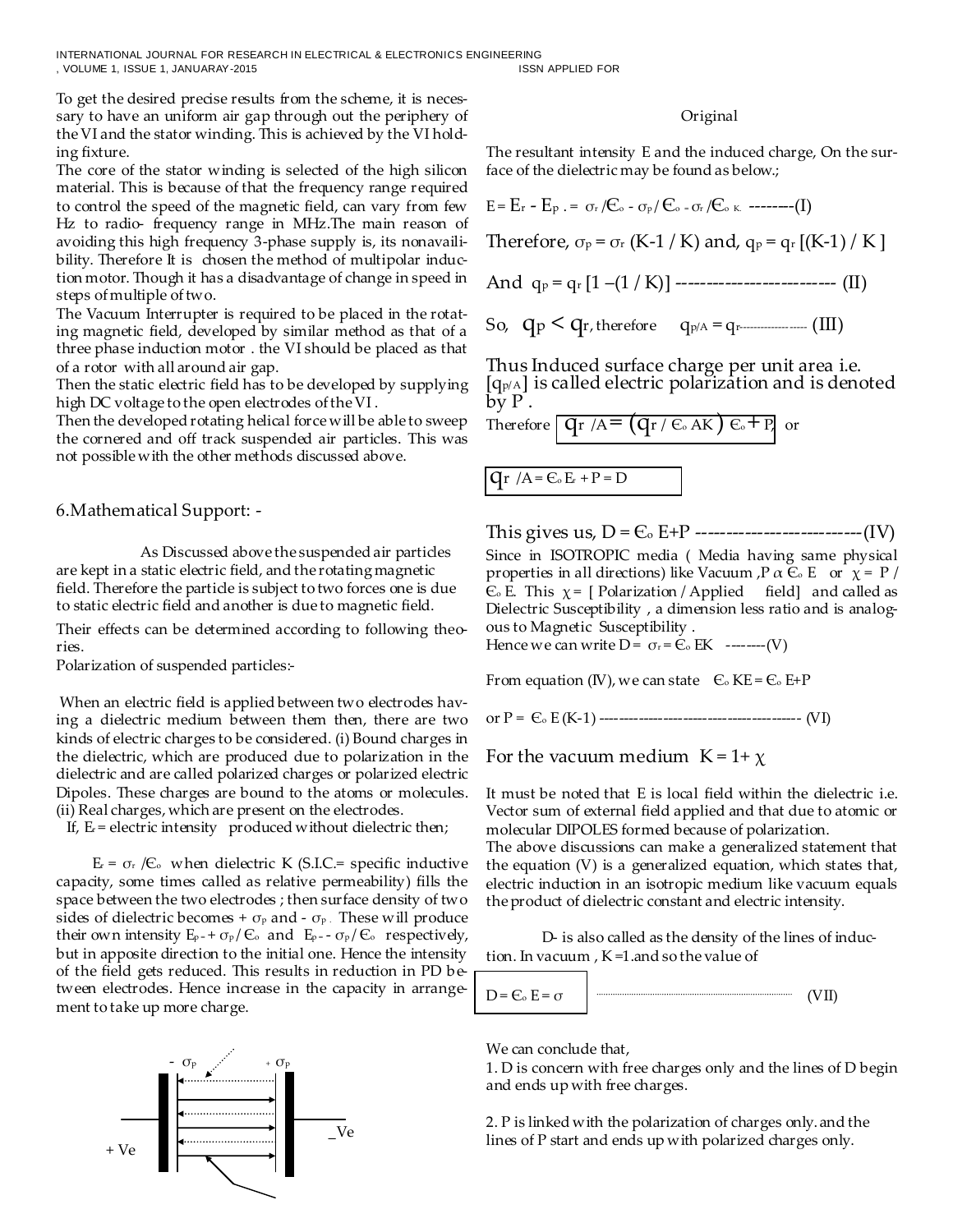To get the desired precise results from the scheme, it is necessary to have an uniform air gap through out the periphery of the VI and the stator winding. This is achieved by the VI holding fixture.

The core of the stator winding is selected of the high silicon material. This is because of that the frequency range required to control the speed of the magnetic field, can vary from few Hz to radio- frequency range in MHz.The main reason of avoiding this high frequency 3-phase supply is, its nonavailibility. Therefore It is chosen the method of multipolar induction motor. Though it has a disadvantage of change in speed in steps of multiple of two.

The Vacuum Interrupter is required to be placed in the rotating magnetic field, developed by similar method as that of a three phase induction motor . the VI should be placed as that of a rotor with all around air gap.

Then the static electric field has to be developed by supplying high DC voltage to the open electrodes of the VI .

Then the developed rotating helical force will be able to sweep the cornered and off track suspended air particles. This was not possible with the other methods discussed above.

## 6.Mathematical Support: -

As Discussed above the suspended air particles are kept in a static electric field, and the rotating magnetic field. Therefore the particle is subject to two forces one is due to static electric field and another is due to magnetic field.

Their effects can be determined according to following theories.

Polarization of suspended particles:-

When an electric field is applied between two electrodes having a dielectric medium between them then, there are two kinds of electric charges to be considered. (i) Bound charges in the dielectric, which are produced due to polarization in the dielectric and are called polarized charges or polarized electric Dipoles. These charges are bound to the atoms or molecules. (ii) Real charges, which are present on the electrodes.

If, $E_r$ = electric intensity produced without dielectric then;

$E_r = \sigma_r / \epsilon_o$ when dielectric K (S.I.C.= specific inductive capacity, some times called as relative permeability) fills the space between the two electrodes ; then surface density of two sides of dielectric becomes $+\sigma_p$ and $-\sigma_p$. These will produce their own intensity $E_p - + \sigma_p / \epsilon_o$ and $E_p - - \sigma_p / \epsilon_o$ respectively, but in apposite direction to the initial one. Hence the intensity of the field gets reduced. This results in reduction in PD between electrodes. Hence increase in the capacity in arrangement to take up more charge.

Original

The resultant intensity E and the induced charge, On the surface of the dielectric may be found as below.;

$E = E_r - E_p . = \sigma_r / \epsilon_o - \sigma_p / \epsilon_o - \sigma_r / \epsilon_{o\ K.}$ --------(I)

Therefore, $\sigma_p = \sigma_r$ (K-1 / K) and, $q_p = q_r$ [(K-1) / K ]

And $q_p = q_r [1 - (1 / K)]$ -------------------------- (II)

So, $q_p < q_r$, therefore $q_{p/A} = q_r$------------------ (III)

Thus Induced surface charge per unit area i.e. $[q_{p/A}]$ is called electric polarization and is denoted by P .

Therefore $q_r / A = (q_r / \epsilon_o AK) \epsilon_o + P$, or

$q_r / A = \epsilon_o E_r + P = D$

This gives us, $D = \epsilon_o E + P$ ---------------------------(IV)

Since in ISOTROPIC media ( Media having same physical properties in all directions) like Vacuum ,$P \alpha \epsilon_o E$ or $\chi = P / \epsilon_o E$. This $\chi$ = [ Polarization / Applied field] and called as Dielectric Susceptibility , a dimension less ratio and is analogous to Magnetic Susceptibility .

Hence we can write $D = \sigma_r = \epsilon_o EK$ --------(V)

From equation (IV), we can state $\epsilon_o KE = \epsilon_o E + P$

or $P = \epsilon_o E (K-1)$ ---------------------------------------- (VI)

For the vacuum medium $K = 1 + \chi$

It must be noted that E is local field within the dielectric i.e. Vector sum of external field applied and that due to atomic or molecular DIPOLES formed because of polarization.

The above discussions can make a generalized statement that the equation (V) is a generalized equation, which states that, electric induction in an isotropic medium like vacuum equals the product of dielectric constant and electric intensity.

D- is also called as the density of the lines of induction. In vacuum , K =1.and so the value of

$D = \epsilon_o E = \sigma$ .................................................. (VII)

We can conclude that,

1. D is concern with free charges only and the lines of D begin and ends up with free charges.

2. P is linked with the polarization of charges only. and the lines of P start and ends up with polarized charges only.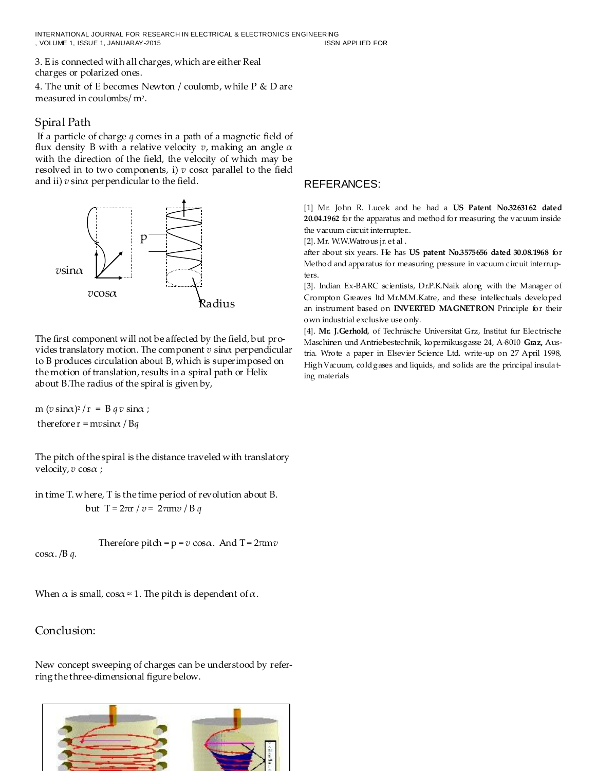3. E is connected with all charges, which are either Real charges or polarized ones.

4. The unit of E becomes Newton / coulomb, while P & D are measured in coulombs/ $m^2$.

## Spiral Path

If a particle of charge $q$ comes in a path of a magnetic field of flux density B with a relative velocity $v$, making an angle $\alpha$ with the direction of the field, the velocity of which may be resolved in to two components, i) $v\cos\alpha$ parallel to the field and ii) $v\sin\alpha$ perpendicular to the field.

$v\sin\alpha$

$v\cos\alpha$

p

Radius

The first component will not be affected by the field, but provides translatory motion. The component $v\sin\alpha$ perpendicular to B produces circulation about B, which is superimposed on the motion of translation, results in a spiral path or Helix about B.The radius of the spiral is given by,

$$m\,(v\sin\alpha)^2 / r = B\,q\,v\sin\alpha\ ;$$

$$\text{therefore } r = mv\sin\alpha / Bq$$

The pitch of the spiral is the distance traveled with translatory velocity, $v\cos\alpha$ ;

in time T. where, T is the time period of revolution about B.

$$\text{but } T = 2\pi r / v = 2\pi m v / B\,q$$

$$\text{Therefore pitch} = p = v\cos\alpha. \text{ And } T = 2\pi m v\cos\alpha. /B\,q.$$

When $\alpha$ is small, $\cos\alpha \approx 1$. The pitch is dependent of $\alpha$.

## Conclusion:

New concept sweeping of charges can be understood by referring the three-dimensional figure below.

## REFERANCES:

[1] Mr. John R. Lucek and he had a **US Patent No.3263162 dated 20.04.1962** for the apparatus and method for measuring the vacuum inside the vacuum circuit interrupter..

[2]. Mr. W.W.Watrous jr. et al . after about six years. He has **US patent No.3575656 dated 30.08.1968** for Method and apparatus for measuring pressure in vacuum circuit interrupters.

[3]. Indian Ex-BARC scientists, Dr.P.K.Naik along with the Manager of Crompton Greaves ltd Mr.M.M.Katre, and these intellectuals developed an instrument based on **INVERTED MAGNETRON** Principle for their own industrial exclusive use only.

[4]. **Mr. J.Gerhold**, of Technische Universitat Grz, Institut fur Electrische Maschinen und Antriebestechnik, kopernikusgasse 24, A-8010 **Graz,** Austria. Wrote a paper in Elsevier Science Ltd. write-up on 27 April 1998, High Vacuum, cold gases and liquids, and solids are the principal insulating materials